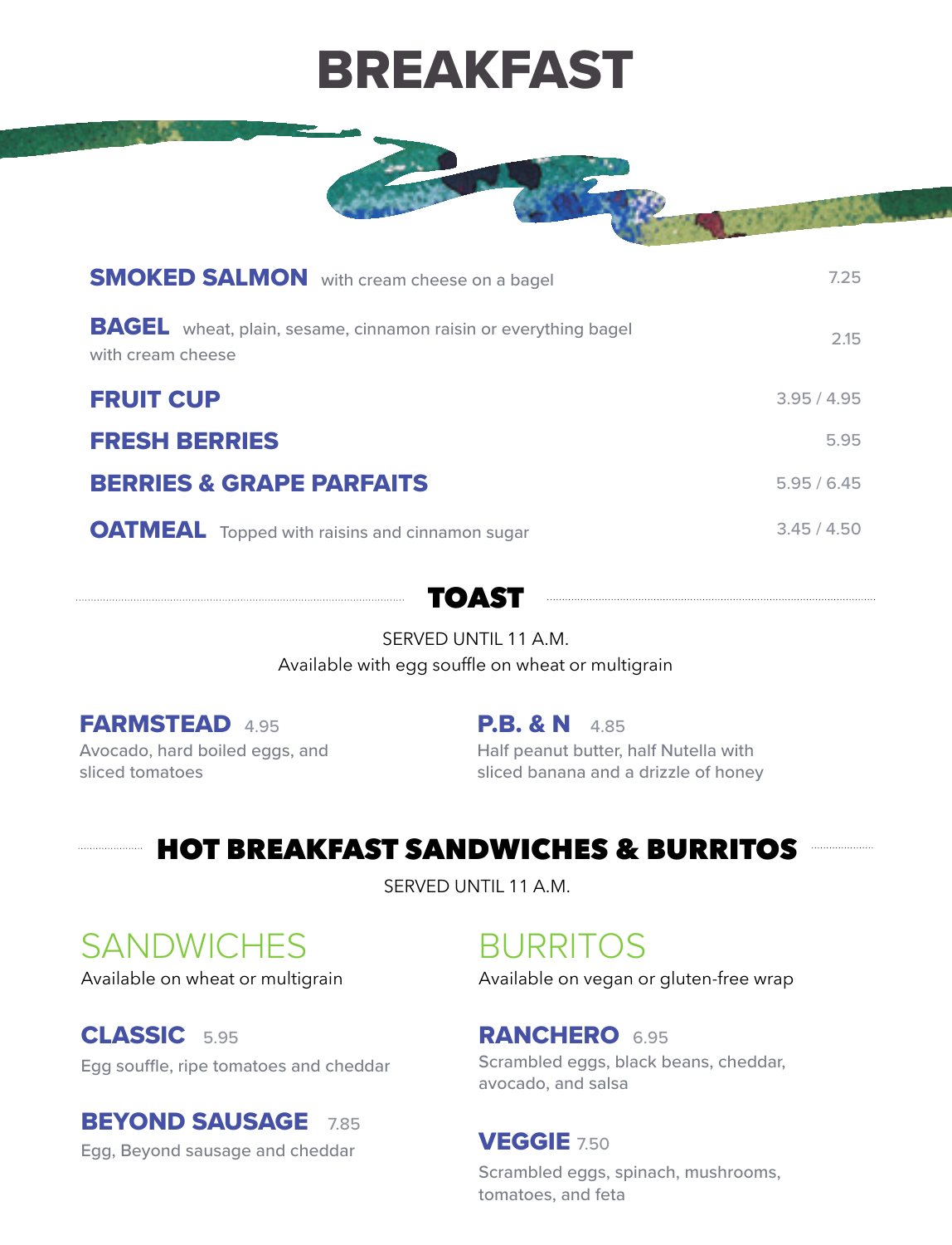# BREAKFAST

**SMOKED SALMON** with cream cheese on a bagel — 7.25

**BAGEL** wheat, plain, sesame, cinnamon raisin or everything bagel with cream cheese — 2.15

**FRUIT CUP** — 3.95 / 4.95

**FRESH BERRIES** — 5.95

**BERRIES & GRAPE PARFAITS** — 5.95 / 6.45

**OATMEAL** Topped with raisins and cinnamon sugar — 3.45 / 4.50

## TOAST

SERVED UNTIL 11 A.M.
Available with egg souffle on wheat or multigrain

**FARMSTEAD** 4.95
Avocado, hard boiled eggs, and sliced tomatoes

**P.B. & N** 4.85
Half peanut butter, half Nutella with sliced banana and a drizzle of honey

## HOT BREAKFAST SANDWICHES & BURRITOS

SERVED UNTIL 11 A.M.

### SANDWICHES

Available on wheat or multigrain

**CLASSIC** 5.95
Egg souffle, ripe tomatoes and cheddar

**BEYOND SAUSAGE** 7.85
Egg, Beyond sausage and cheddar

### BURRITOS

Available on vegan or gluten-free wrap

**RANCHERO** 6.95
Scrambled eggs, black beans, cheddar, avocado, and salsa

**VEGGIE** 7.50
Scrambled eggs, spinach, mushrooms, tomatoes, and feta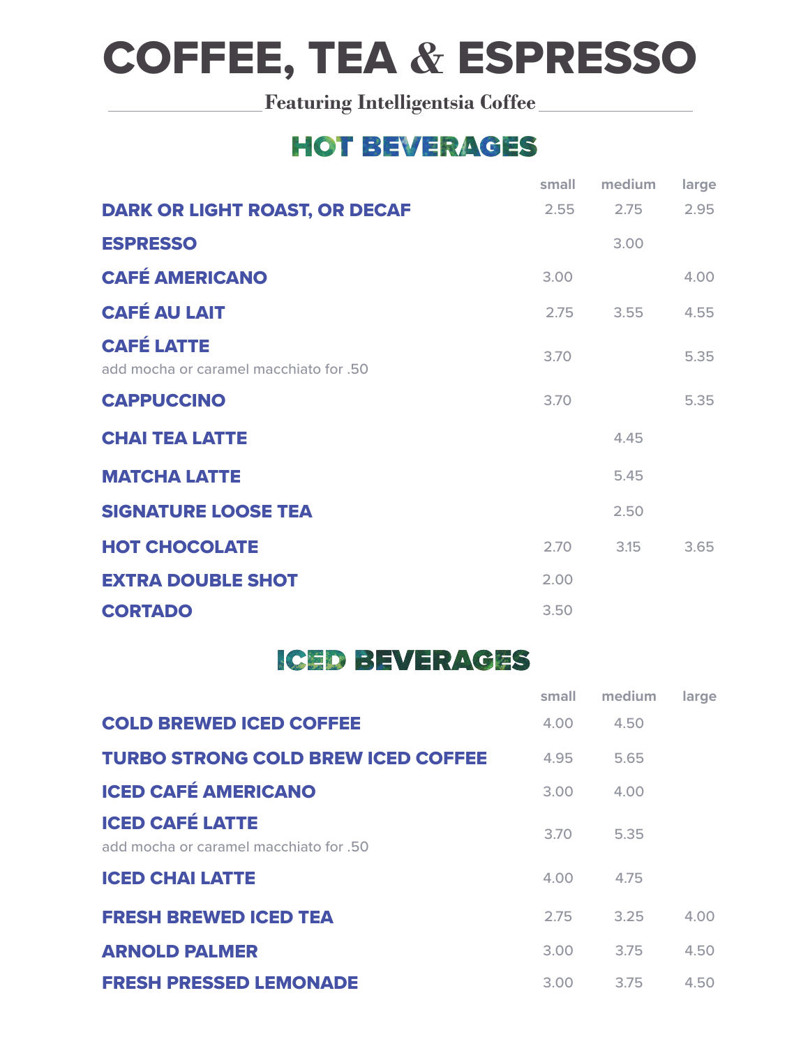# COFFEE, TEA & ESPRESSO

Featuring Intelligentsia Coffee

## HOT BEVERAGES

| | small | medium | large |
|---|---|---|---|
| **DARK OR LIGHT ROAST, OR DECAF** | 2.55 | 2.75 | 2.95 |
| **ESPRESSO** | | 3.00 | |
| **CAFÉ AMERICANO** | 3.00 | | 4.00 |
| **CAFÉ AU LAIT** | 2.75 | 3.55 | 4.55 |
| **CAFÉ LATTE**<br>add mocha or caramel macchiato for .50 | 3.70 | | 5.35 |
| **CAPPUCCINO** | 3.70 | | 5.35 |
| **CHAI TEA LATTE** | | 4.45 | |
| **MATCHA LATTE** | | 5.45 | |
| **SIGNATURE LOOSE TEA** | | 2.50 | |
| **HOT CHOCOLATE** | 2.70 | 3.15 | 3.65 |
| **EXTRA DOUBLE SHOT** | 2.00 | | |
| **CORTADO** | 3.50 | | |

## ICED BEVERAGES

| | small | medium | large |
|---|---|---|---|
| **COLD BREWED ICED COFFEE** | 4.00 | 4.50 | |
| **TURBO STRONG COLD BREW ICED COFFEE** | 4.95 | 5.65 | |
| **ICED CAFÉ AMERICANO** | 3.00 | 4.00 | |
| **ICED CAFÉ LATTE**<br>add mocha or caramel macchiato for .50 | 3.70 | 5.35 | |
| **ICED CHAI LATTE** | 4.00 | 4.75 | |
| **FRESH BREWED ICED TEA** | 2.75 | 3.25 | 4.00 |
| **ARNOLD PALMER** | 3.00 | 3.75 | 4.50 |
| **FRESH PRESSED LEMONADE** | 3.00 | 3.75 | 4.50 |